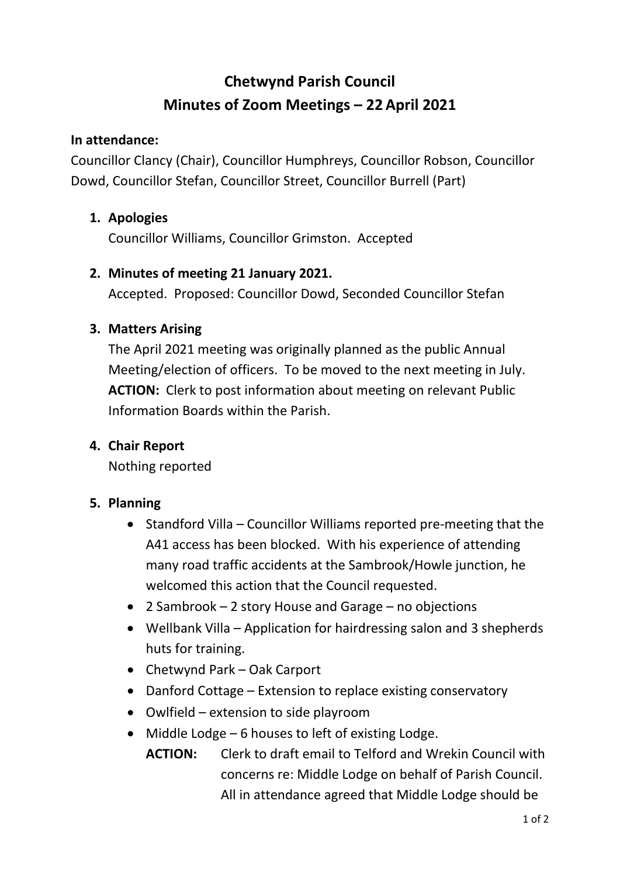# Chetwynd Parish Council
# Minutes of Zoom Meetings – 22 April 2021

**In attendance:**

Councillor Clancy (Chair), Councillor Humphreys, Councillor Robson, Councillor Dowd, Councillor Stefan, Councillor Street, Councillor Burrell (Part)

1. **Apologies**

   Councillor Williams, Councillor Grimston. Accepted

2. **Minutes of meeting 21 January 2021.**

   Accepted. Proposed: Councillor Dowd, Seconded Councillor Stefan

3. **Matters Arising**

   The April 2021 meeting was originally planned as the public Annual Meeting/election of officers. To be moved to the next meeting in July.

   **ACTION:** Clerk to post information about meeting on relevant Public Information Boards within the Parish.

4. **Chair Report**

   Nothing reported

5. **Planning**

   - Standford Villa – Councillor Williams reported pre-meeting that the A41 access has been blocked. With his experience of attending many road traffic accidents at the Sambrook/Howle junction, he welcomed this action that the Council requested.
   - 2 Sambrook – 2 story House and Garage – no objections
   - Wellbank Villa – Application for hairdressing salon and 3 shepherds huts for training.
   - Chetwynd Park – Oak Carport
   - Danford Cottage – Extension to replace existing conservatory
   - Owlfield – extension to side playroom
   - Middle Lodge – 6 houses to left of existing Lodge.

     **ACTION:** Clerk to draft email to Telford and Wrekin Council with concerns re: Middle Lodge on behalf of Parish Council. All in attendance agreed that Middle Lodge should be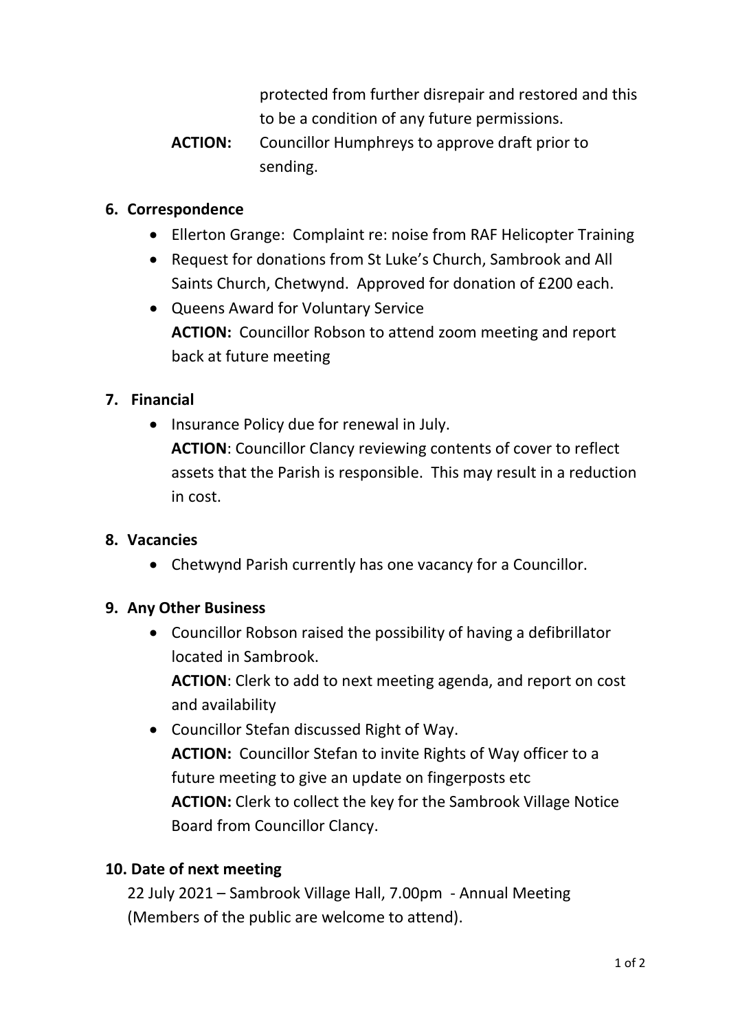protected from further disrepair and restored and this to be a condition of any future permissions.

**ACTION:** Councillor Humphreys to approve draft prior to sending.

**6. Correspondence**

- Ellerton Grange: Complaint re: noise from RAF Helicopter Training
- Request for donations from St Luke's Church, Sambrook and All Saints Church, Chetwynd. Approved for donation of £200 each.
- Queens Award for Voluntary Service
  **ACTION:** Councillor Robson to attend zoom meeting and report back at future meeting

**7. Financial**

- Insurance Policy due for renewal in July.
  **ACTION**: Councillor Clancy reviewing contents of cover to reflect assets that the Parish is responsible. This may result in a reduction in cost.

**8. Vacancies**

- Chetwynd Parish currently has one vacancy for a Councillor.

**9. Any Other Business**

- Councillor Robson raised the possibility of having a defibrillator located in Sambrook.
  **ACTION**: Clerk to add to next meeting agenda, and report on cost and availability
- Councillor Stefan discussed Right of Way.
  **ACTION:** Councillor Stefan to invite Rights of Way officer to a future meeting to give an update on fingerposts etc
  **ACTION:** Clerk to collect the key for the Sambrook Village Notice Board from Councillor Clancy.

**10. Date of next meeting**

22 July 2021 – Sambrook Village Hall, 7.00pm - Annual Meeting (Members of the public are welcome to attend).